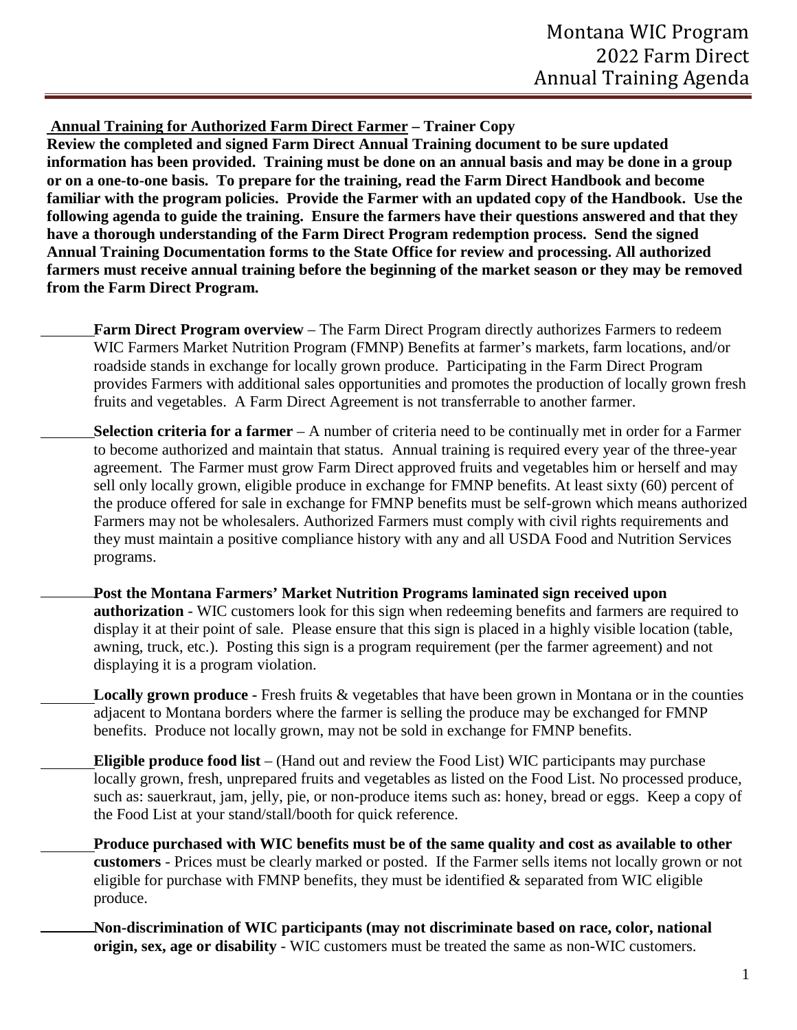# Montana WIC Program
# 2022 Farm Direct
# Annual Training Agenda

**Annual Training for Authorized Farm Direct Farmer – Trainer Copy**

**Review the completed and signed Farm Direct Annual Training document to be sure updated information has been provided. Training must be done on an annual basis and may be done in a group or on a one-to-one basis. To prepare for the training, read the Farm Direct Handbook and become familiar with the program policies. Provide the Farmer with an updated copy of the Handbook. Use the following agenda to guide the training. Ensure the farmers have their questions answered and that they have a thorough understanding of the Farm Direct Program redemption process. Send the signed Annual Training Documentation forms to the State Office for review and processing. All authorized farmers must receive annual training before the beginning of the market season or they may be removed from the Farm Direct Program.**

_______ **Farm Direct Program overview** – The Farm Direct Program directly authorizes Farmers to redeem WIC Farmers Market Nutrition Program (FMNP) Benefits at farmer's markets, farm locations, and/or roadside stands in exchange for locally grown produce. Participating in the Farm Direct Program provides Farmers with additional sales opportunities and promotes the production of locally grown fresh fruits and vegetables. A Farm Direct Agreement is not transferrable to another farmer.

_______ **Selection criteria for a farmer** – A number of criteria need to be continually met in order for a Farmer to become authorized and maintain that status. Annual training is required every year of the three-year agreement. The Farmer must grow Farm Direct approved fruits and vegetables him or herself and may sell only locally grown, eligible produce in exchange for FMNP benefits. At least sixty (60) percent of the produce offered for sale in exchange for FMNP benefits must be self-grown which means authorized Farmers may not be wholesalers. Authorized Farmers must comply with civil rights requirements and they must maintain a positive compliance history with any and all USDA Food and Nutrition Services programs.

_______ **Post the Montana Farmers' Market Nutrition Programs laminated sign received upon authorization** - WIC customers look for this sign when redeeming benefits and farmers are required to display it at their point of sale. Please ensure that this sign is placed in a highly visible location (table, awning, truck, etc.). Posting this sign is a program requirement (per the farmer agreement) and not displaying it is a program violation.

_______ **Locally grown produce -** Fresh fruits & vegetables that have been grown in Montana or in the counties adjacent to Montana borders where the farmer is selling the produce may be exchanged for FMNP benefits. Produce not locally grown, may not be sold in exchange for FMNP benefits.

_______ **Eligible produce food list** – (Hand out and review the Food List) WIC participants may purchase locally grown, fresh, unprepared fruits and vegetables as listed on the Food List. No processed produce, such as: sauerkraut, jam, jelly, pie, or non-produce items such as: honey, bread or eggs. Keep a copy of the Food List at your stand/stall/booth for quick reference.

_______ **Produce purchased with WIC benefits must be of the same quality and cost as available to other customers** - Prices must be clearly marked or posted. If the Farmer sells items not locally grown or not eligible for purchase with FMNP benefits, they must be identified & separated from WIC eligible produce.

_______ **Non-discrimination of WIC participants (may not discriminate based on race, color, national origin, sex, age or disability** - WIC customers must be treated the same as non-WIC customers.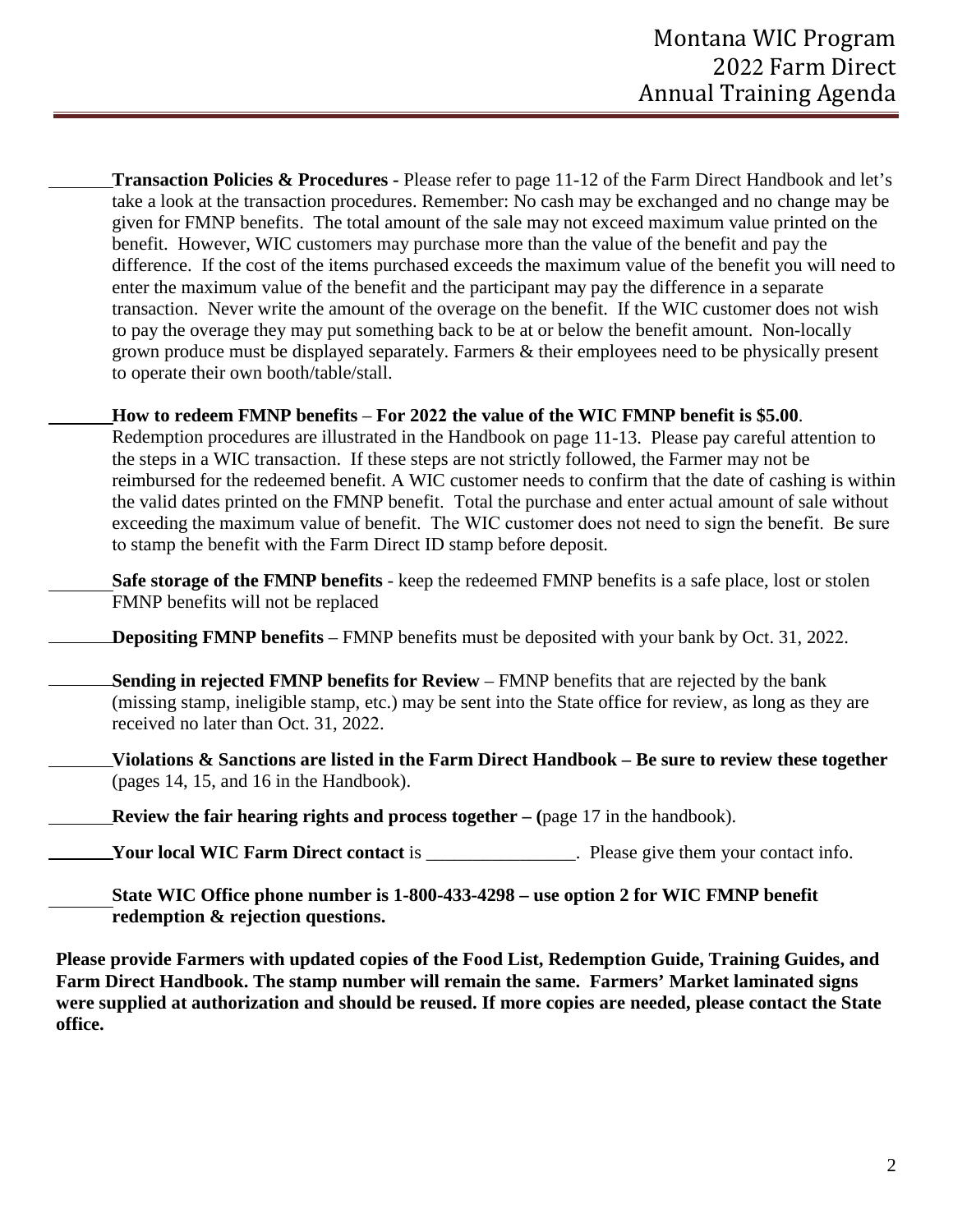_______**Transaction Policies & Procedures -** Please refer to page 11-12 of the Farm Direct Handbook and let's take a look at the transaction procedures. Remember: No cash may be exchanged and no change may be given for FMNP benefits. The total amount of the sale may not exceed maximum value printed on the benefit. However, WIC customers may purchase more than the value of the benefit and pay the difference. If the cost of the items purchased exceeds the maximum value of the benefit you will need to enter the maximum value of the benefit and the participant may pay the difference in a separate transaction. Never write the amount of the overage on the benefit. If the WIC customer does not wish to pay the overage they may put something back to be at or below the benefit amount. Non-locally grown produce must be displayed separately. Farmers & their employees need to be physically present to operate their own booth/table/stall.

_______**How to redeem FMNP benefits – For 2022 the value of the WIC FMNP benefit is $5.00**. Redemption procedures are illustrated in the Handbook on page 11-13. Please pay careful attention to the steps in a WIC transaction. If these steps are not strictly followed, the Farmer may not be reimbursed for the redeemed benefit. A WIC customer needs to confirm that the date of cashing is within the valid dates printed on the FMNP benefit. Total the purchase and enter actual amount of sale without exceeding the maximum value of benefit. The WIC customer does not need to sign the benefit. Be sure to stamp the benefit with the Farm Direct ID stamp before deposit.

_______**Safe storage of the FMNP benefits** - keep the redeemed FMNP benefits is a safe place, lost or stolen FMNP benefits will not be replaced

_______**Depositing FMNP benefits** – FMNP benefits must be deposited with your bank by Oct. 31, 2022.

_______**Sending in rejected FMNP benefits for Review** – FMNP benefits that are rejected by the bank (missing stamp, ineligible stamp, etc.) may be sent into the State office for review, as long as they are received no later than Oct. 31, 2022.

_______**Violations & Sanctions are listed in the Farm Direct Handbook – Be sure to review these together** (pages 14, 15, and 16 in the Handbook).

_______**Review the fair hearing rights and process together – (**page 17 in the handbook).

_______**Your local WIC Farm Direct contact** is ________________. Please give them your contact info.

_______**State WIC Office phone number is 1-800-433-4298 – use option 2 for WIC FMNP benefit redemption & rejection questions.**

**Please provide Farmers with updated copies of the Food List, Redemption Guide, Training Guides, and Farm Direct Handbook. The stamp number will remain the same. Farmers' Market laminated signs were supplied at authorization and should be reused. If more copies are needed, please contact the State office.**